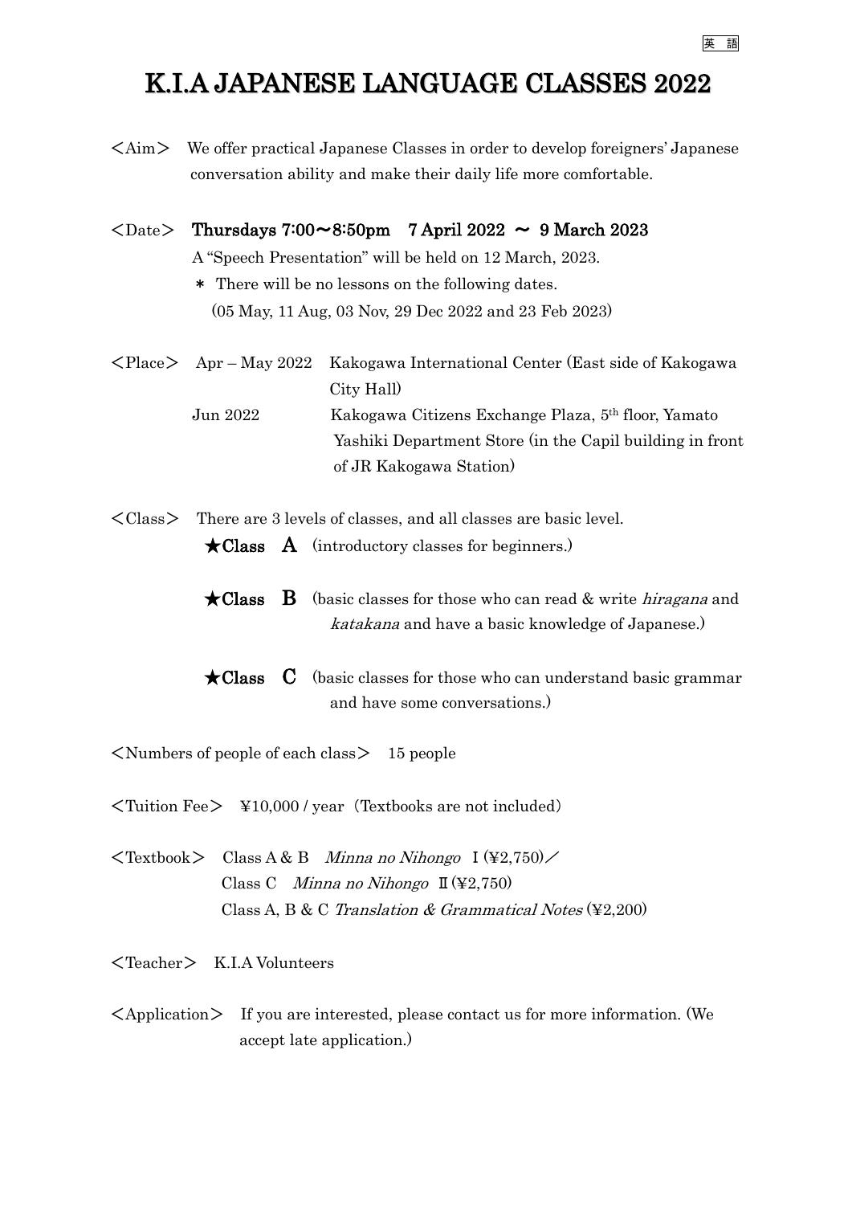英語

# K.I.A JAPANESE LANGUAGE CLASSES 2022

＜Aim＞ We offer practical Japanese Classes in order to develop foreigners' Japanese conversation ability and make their daily life more comfortable.

＜Date＞ **Thursdays 7:00～8:50pm 7 April 2022 ～ 9 March 2023**

A "Speech Presentation" will be held on 12 March, 2023.

＊ There will be no lessons on the following dates.
(05 May, 11 Aug, 03 Nov, 29 Dec 2022 and 23 Feb 2023)

＜Place＞ Apr – May 2022 Kakogawa International Center (East side of Kakogawa City Hall)

Jun 2022 Kakogawa Citizens Exchange Plaza, 5th floor, Yamato Yashiki Department Store (in the Capil building in front of JR Kakogawa Station)

＜Class＞ There are 3 levels of classes, and all classes are basic level.

**★Class A** (introductory classes for beginners.)

**★Class B** (basic classes for those who can read & write *hiragana* and *katakana* and have a basic knowledge of Japanese.)

**★Class C** (basic classes for those who can understand basic grammar and have some conversations.)

＜Numbers of people of each class＞ 15 people

＜Tuition Fee＞ ¥10,000 / year (Textbooks are not included)

＜Textbook＞ Class A & B *Minna no Nihongo* Ⅰ(¥2,750)／
Class C *Minna no Nihongo* Ⅱ(¥2,750)
Class A, B & C *Translation & Grammatical Notes* (¥2,200)

＜Teacher＞ K.I.A Volunteers

＜Application＞ If you are interested, please contact us for more information. (We accept late application.)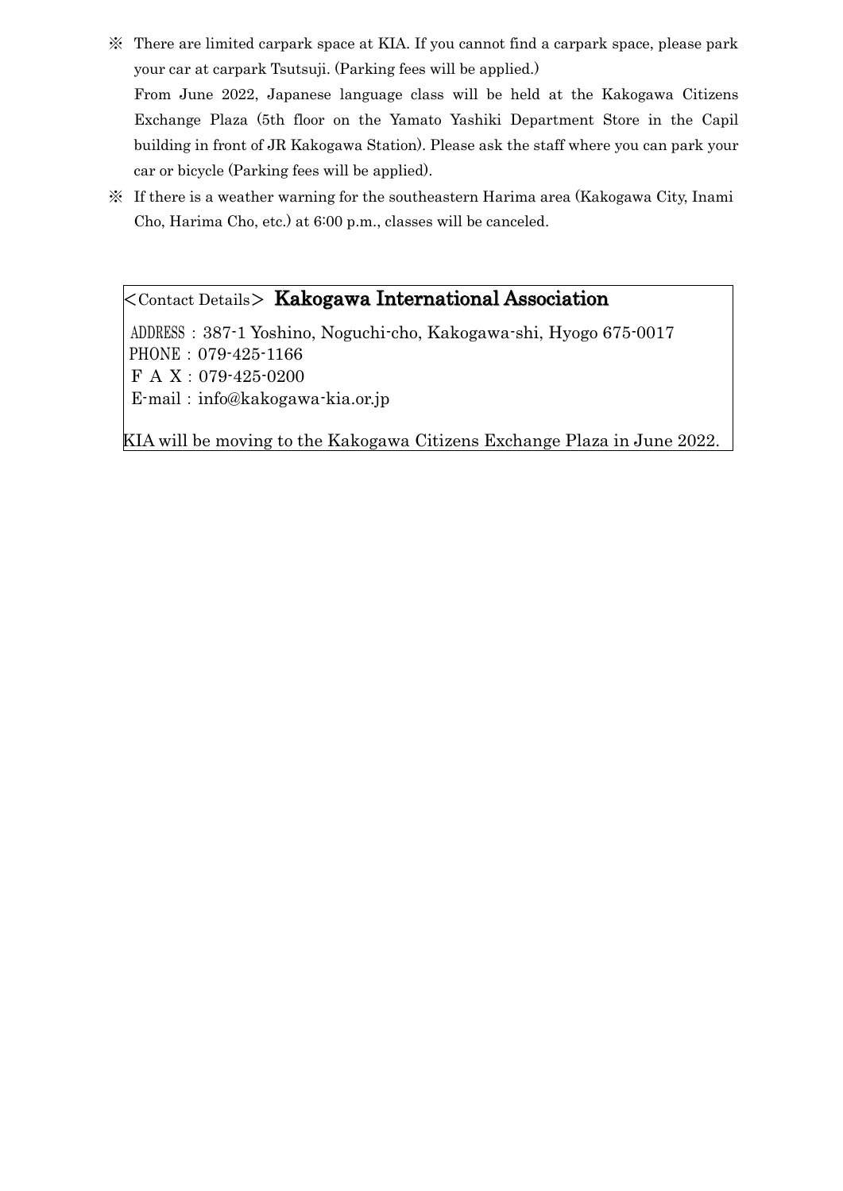※ There are limited carpark space at KIA. If you cannot find a carpark space, please park your car at carpark Tsutsuji. (Parking fees will be applied.)

From June 2022, Japanese language class will be held at the Kakogawa Citizens Exchange Plaza (5th floor on the Yamato Yashiki Department Store in the Capil building in front of JR Kakogawa Station). Please ask the staff where you can park your car or bicycle (Parking fees will be applied).

※ If there is a weather warning for the southeastern Harima area (Kakogawa City, Inami Cho, Harima Cho, etc.) at 6:00 p.m., classes will be canceled.

＜Contact Details＞ **Kakogawa International Association**

ADDRESS : 387-1 Yoshino, Noguchi-cho, Kakogawa-shi, Hyogo 675-0017
PHONE : 079-425-1166
F A X : 079-425-0200
E-mail : info@kakogawa-kia.or.jp

KIA will be moving to the Kakogawa Citizens Exchange Plaza in June 2022.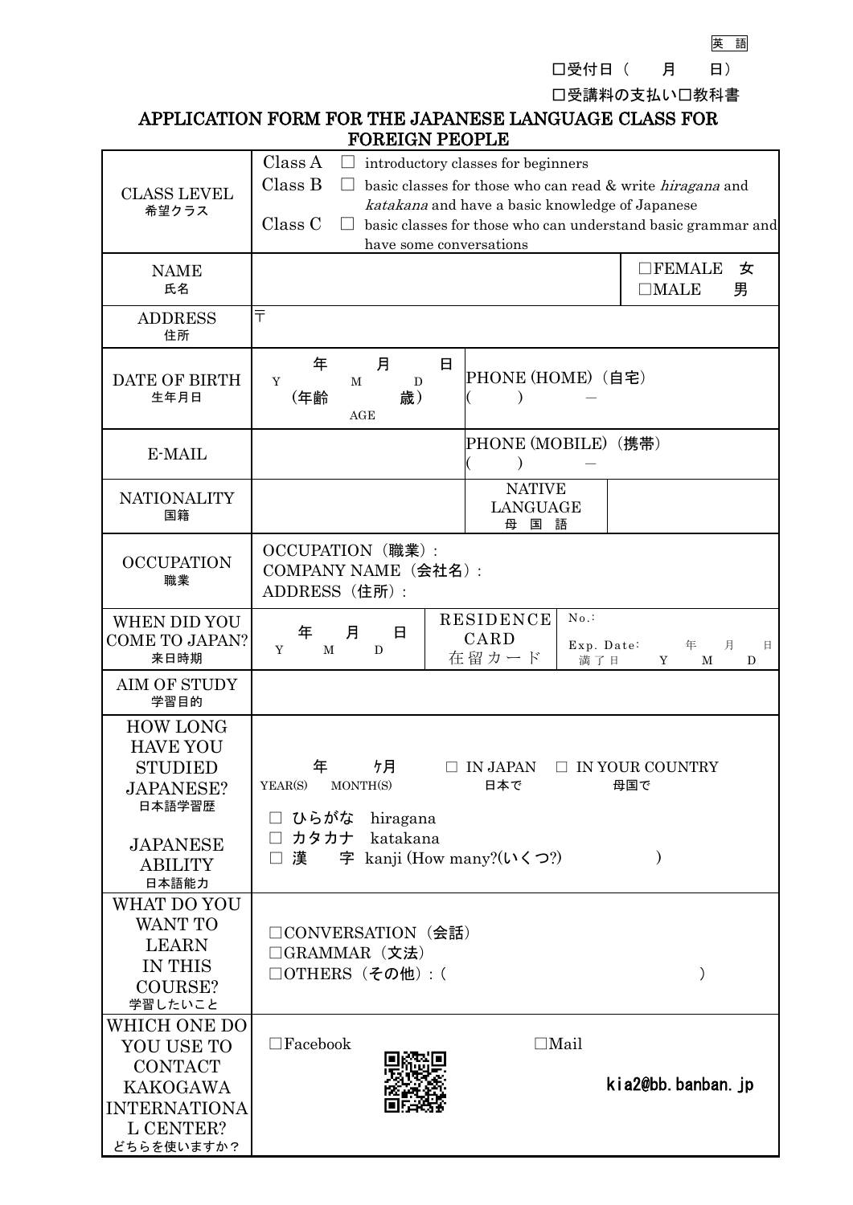英 語

□受付日（　　月　　日）

□受講料の支払い□教科書

# APPLICATION FORM FOR THE JAPANESE LANGUAGE CLASS FOR FOREIGN PEOPLE

| | | | |
|---|---|---|---|
| CLASS LEVEL 希望クラス | Class A □ introductory classes for beginners<br>Class B □ basic classes for those who can read & write *hiragana* and *katakana* and have a basic knowledge of Japanese<br>Class C □ basic classes for those who can understand basic grammar and have some conversations | | |
| NAME 氏名 | | | □FEMALE 女<br>□MALE 男 |
| ADDRESS 住所 | 〒 | | |
| DATE OF BIRTH 生年月日 | 年 Y　月 M　日 D<br>（年齢 AGE　歳） | PHONE (HOME)（自宅）<br>(　　)　　－ | |
| E-MAIL | | PHONE (MOBILE)（携帯）<br>(　　)　　－ | |
| NATIONALITY 国籍 | | NATIVE LANGUAGE 母国語 | |
| OCCUPATION 職業 | OCCUPATION（職業）:<br>COMPANY NAME（会社名）:<br>ADDRESS（住所）: | | |
| WHEN DID YOU COME TO JAPAN? 来日時期 | 年 Y　月 M　日 D | RESIDENCE CARD 在留カード | No.:<br>Exp. Date: 満了日　年 Y　月 M　日 D |
| AIM OF STUDY 学習目的 | | | |
| HOW LONG HAVE YOU STUDIED JAPANESE? 日本語学習歴<br>JAPANESE ABILITY 日本語能力 | 年 YEAR(S)　ヶ月 MONTH(S)　□ IN JAPAN 日本で　□ IN YOUR COUNTRY 母国で<br>□ ひらがな hiragana<br>□ カタカナ katakana<br>□ 漢　字 kanji (How many?(いくつ?)　　　) | | |
| WHAT DO YOU WANT TO LEARN IN THIS COURSE? 学習したいこと | □CONVERSATION（会話）<br>□GRAMMAR（文法）<br>□OTHERS（その他）:（　　　　　　　　） | | |
| WHICH ONE DO YOU USE TO CONTACT KAKOGAWA INTERNATIONAL CENTER? どちらを使いますか? | □Facebook | □Mail<br>kia2@bb.banban.jp | |